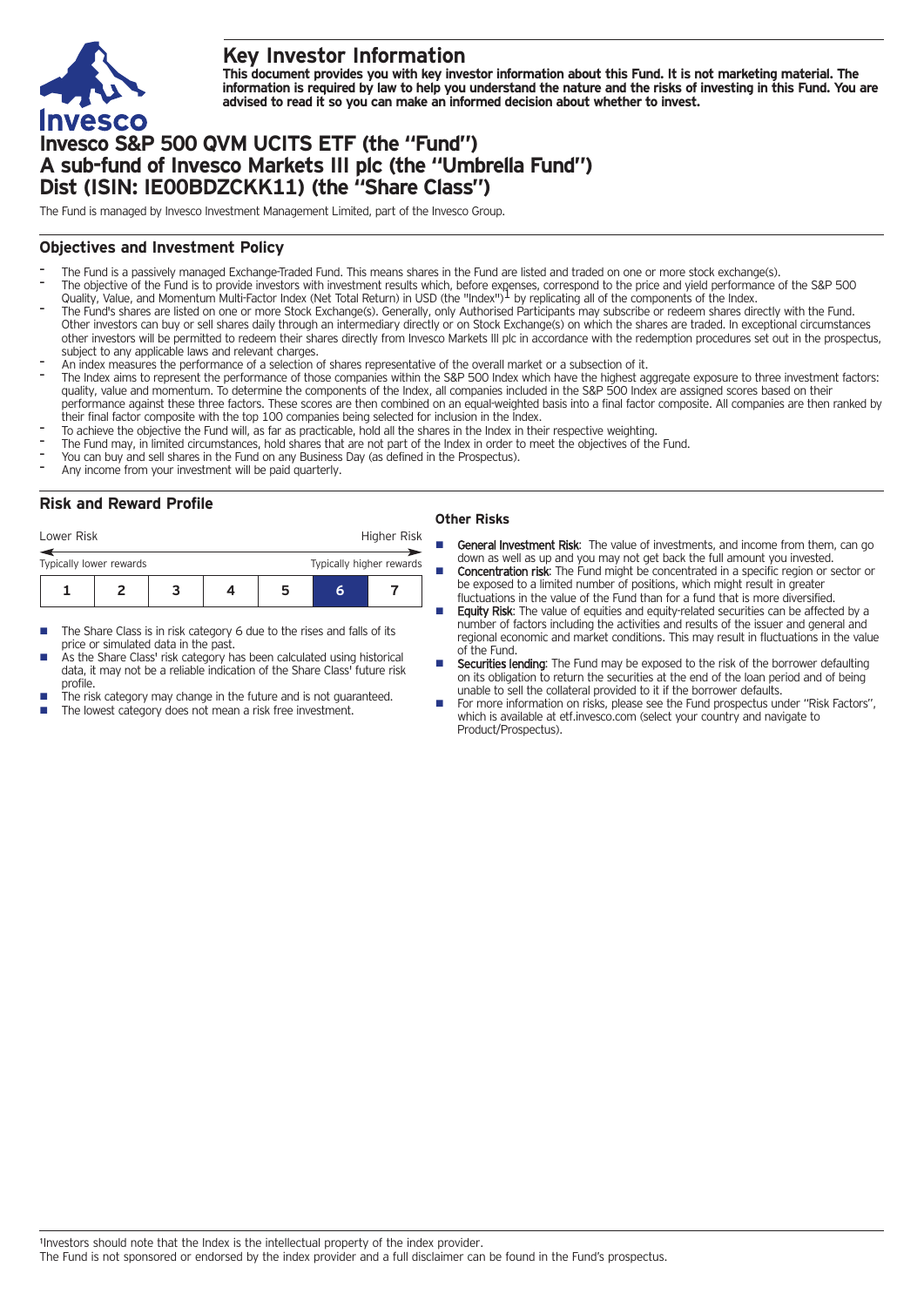# Key Investor Information

**This document provides you with key investor information about this Fund. It is not marketing material. The information is required by law to help you understand the nature and the risks of investing in this Fund. You are advised to read it so you can make an informed decision about whether to invest.**

# Invesco S&P 500 QVM UCITS ETF (the "Fund")
# A sub-fund of Invesco Markets III plc (the "Umbrella Fund")
# Dist (ISIN: IE00BDZCKK11) (the "Share Class")

The Fund is managed by Invesco Investment Management Limited, part of the Invesco Group.

## Objectives and Investment Policy

- The Fund is a passively managed Exchange-Traded Fund. This means shares in the Fund are listed and traded on one or more stock exchange(s).
- The objective of the Fund is to provide investors with investment results which, before expenses, correspond to the price and yield performance of the S&P 500 Quality, Value, and Momentum Multi-Factor Index (Net Total Return) in USD (the "Index")[1] by replicating all of the components of the Index.
- The Fund's shares are listed on one or more Stock Exchange(s). Generally, only Authorised Participants may subscribe or redeem shares directly with the Fund. Other investors can buy or sell shares daily through an intermediary directly or on Stock Exchange(s) on which the shares are traded. In exceptional circumstances other investors will be permitted to redeem their shares directly from Invesco Markets III plc in accordance with the redemption procedures set out in the prospectus, subject to any applicable laws and relevant charges.
- An index measures the performance of a selection of shares representative of the overall market or a subsection of it.
- The Index aims to represent the performance of those companies within the S&P 500 Index which have the highest aggregate exposure to three investment factors: quality, value and momentum. To determine the components of the Index, all companies included in the S&P 500 Index are assigned scores based on their performance against these three factors. These scores are then combined on an equal-weighted basis into a final factor composite. All companies are then ranked by their final factor composite with the top 100 companies being selected for inclusion in the Index.
- To achieve the objective the Fund will, as far as practicable, hold all the shares in the Index in their respective weighting.
- The Fund may, in limited circumstances, hold shares that are not part of the Index in order to meet the objectives of the Fund.
- You can buy and sell shares in the Fund on any Business Day (as defined in the Prospectus).
- Any income from your investment will be paid quarterly.

## Risk and Reward Profile

| Lower Risk | | | | | | Higher Risk |
|---|---|---|---|---|---|---|
| Typically lower rewards | | | | | | Typically higher rewards |
| 1 | 2 | 3 | 4 | 5 | **6** | 7 |

- The Share Class is in risk category 6 due to the rises and falls of its price or simulated data in the past.
- As the Share Class' risk category has been calculated using historical data, it may not be a reliable indication of the Share Class' future risk profile.
- The risk category may change in the future and is not guaranteed.
- The lowest category does not mean a risk free investment.

### Other Risks

- **General Investment Risk**: The value of investments, and income from them, can go down as well as up and you may not get back the full amount you invested.
- **Concentration risk**: The Fund might be concentrated in a specific region or sector or be exposed to a limited number of positions, which might result in greater fluctuations in the value of the Fund than for a fund that is more diversified.
- **Equity Risk**: The value of equities and equity-related securities can be affected by a number of factors including the activities and results of the issuer and general and regional economic and market conditions. This may result in fluctuations in the value of the Fund.
- **Securities lending**: The Fund may be exposed to the risk of the borrower defaulting on its obligation to return the securities at the end of the loan period and of being unable to sell the collateral provided to it if the borrower defaults.
- For more information on risks, please see the Fund prospectus under "Risk Factors", which is available at etf.invesco.com (select your country and navigate to Product/Prospectus).

[1]Investors should note that the Index is the intellectual property of the index provider.
The Fund is not sponsored or endorsed by the index provider and a full disclaimer can be found in the Fund's prospectus.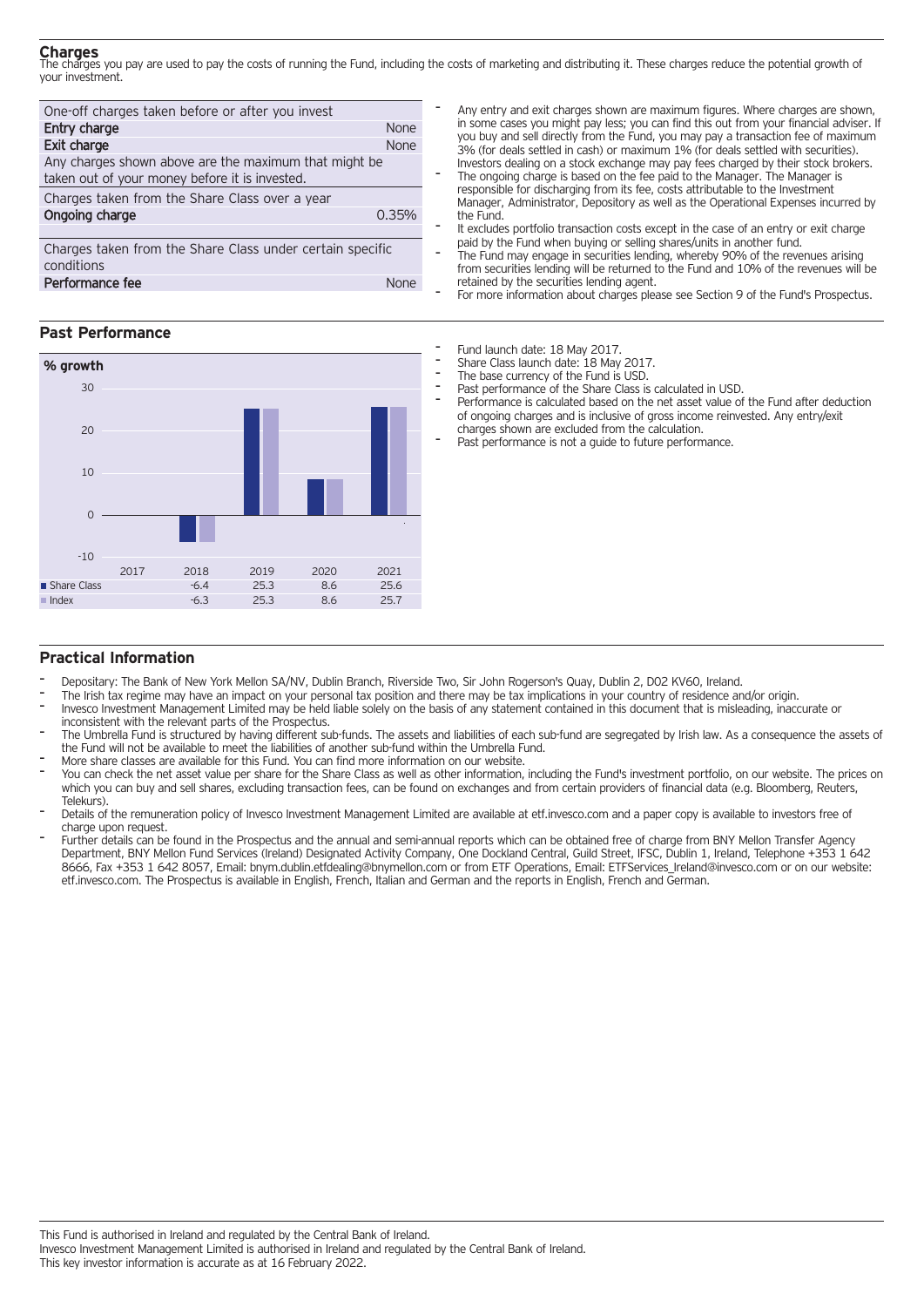## Charges

The charges you pay are used to pay the costs of running the Fund, including the costs of marketing and distributing it. These charges reduce the potential growth of your investment.

| | |
|---|---|
| One-off charges taken before or after you invest | |
| **Entry charge** | None |
| **Exit charge** | None |
| Any charges shown above are the maximum that might be taken out of your money before it is invested. | |
| Charges taken from the Share Class over a year | |
| **Ongoing charge** | 0.35% |
| Charges taken from the Share Class under certain specific conditions | |
| **Performance fee** | None |

- Any entry and exit charges shown are maximum figures. Where charges are shown, in some cases you might pay less; you can find this out from your financial adviser. If you buy and sell directly from the Fund, you may pay a transaction fee of maximum 3% (for deals settled in cash) or maximum 1% (for deals settled with securities). Investors dealing on a stock exchange may pay fees charged by their stock brokers.
- The ongoing charge is based on the fee paid to the Manager. The Manager is responsible for discharging from its fee, costs attributable to the Investment Manager, Administrator, Depository as well as the Operational Expenses incurred by the Fund.
- It excludes portfolio transaction costs except in the case of an entry or exit charge paid by the Fund when buying or selling shares/units in another fund.
- The Fund may engage in securities lending, whereby 90% of the revenues arising from securities lending will be returned to the Fund and 10% of the revenues will be retained by the securities lending agent.
- For more information about charges please see Section 9 of the Fund's Prospectus.

## Past Performance

% growth

30
20
10
0
-10

2017 2018 2019 2020 2021

Share Class -6.4 25.3 8.6 25.6

Index -6.3 25.3 8.6 25.7

- Fund launch date: 18 May 2017.
- Share Class launch date: 18 May 2017.
- The base currency of the Fund is USD.
- Past performance of the Share Class is calculated in USD.
- Performance is calculated based on the net asset value of the Fund after deduction of ongoing charges and is inclusive of gross income reinvested. Any entry/exit charges shown are excluded from the calculation.
- Past performance is not a guide to future performance.

## Practical Information

- Depositary: The Bank of New York Mellon SA/NV, Dublin Branch, Riverside Two, Sir John Rogerson's Quay, Dublin 2, D02 KV60, Ireland.
- The Irish tax regime may have an impact on your personal tax position and there may be tax implications in your country of residence and/or origin.
- Invesco Investment Management Limited may be held liable solely on the basis of any statement contained in this document that is misleading, inaccurate or inconsistent with the relevant parts of the Prospectus.
- The Umbrella Fund is structured by having different sub-funds. The assets and liabilities of each sub-fund are segregated by Irish law. As a consequence the assets of the Fund will not be available to meet the liabilities of another sub-fund within the Umbrella Fund.
- More share classes are available for this Fund. You can find more information on our website.
- You can check the net asset value per share for the Share Class as well as other information, including the Fund's investment portfolio, on our website. The prices on which you can buy and sell shares, excluding transaction fees, can be found on exchanges and from certain providers of financial data (e.g. Bloomberg, Reuters, Telekurs).
- Details of the remuneration policy of Invesco Investment Management Limited are available at etf.invesco.com and a paper copy is available to investors free of charge upon request.
- Further details can be found in the Prospectus and the annual and semi-annual reports which can be obtained free of charge from BNY Mellon Transfer Agency Department, BNY Mellon Fund Services (Ireland) Designated Activity Company, One Dockland Central, Guild Street, IFSC, Dublin 1, Ireland, Telephone +353 1 642 8666, Fax +353 1 642 8057, Email: bnym.dublin.etfdealing@bnymellon.com or from ETF Operations, Email: ETFServices_Ireland@invesco.com or on our website: etf.invesco.com. The Prospectus is available in English, French, Italian and German and the reports in English, French and German.

This Fund is authorised in Ireland and regulated by the Central Bank of Ireland.
Invesco Investment Management Limited is authorised in Ireland and regulated by the Central Bank of Ireland.
This key investor information is accurate as at 16 February 2022.